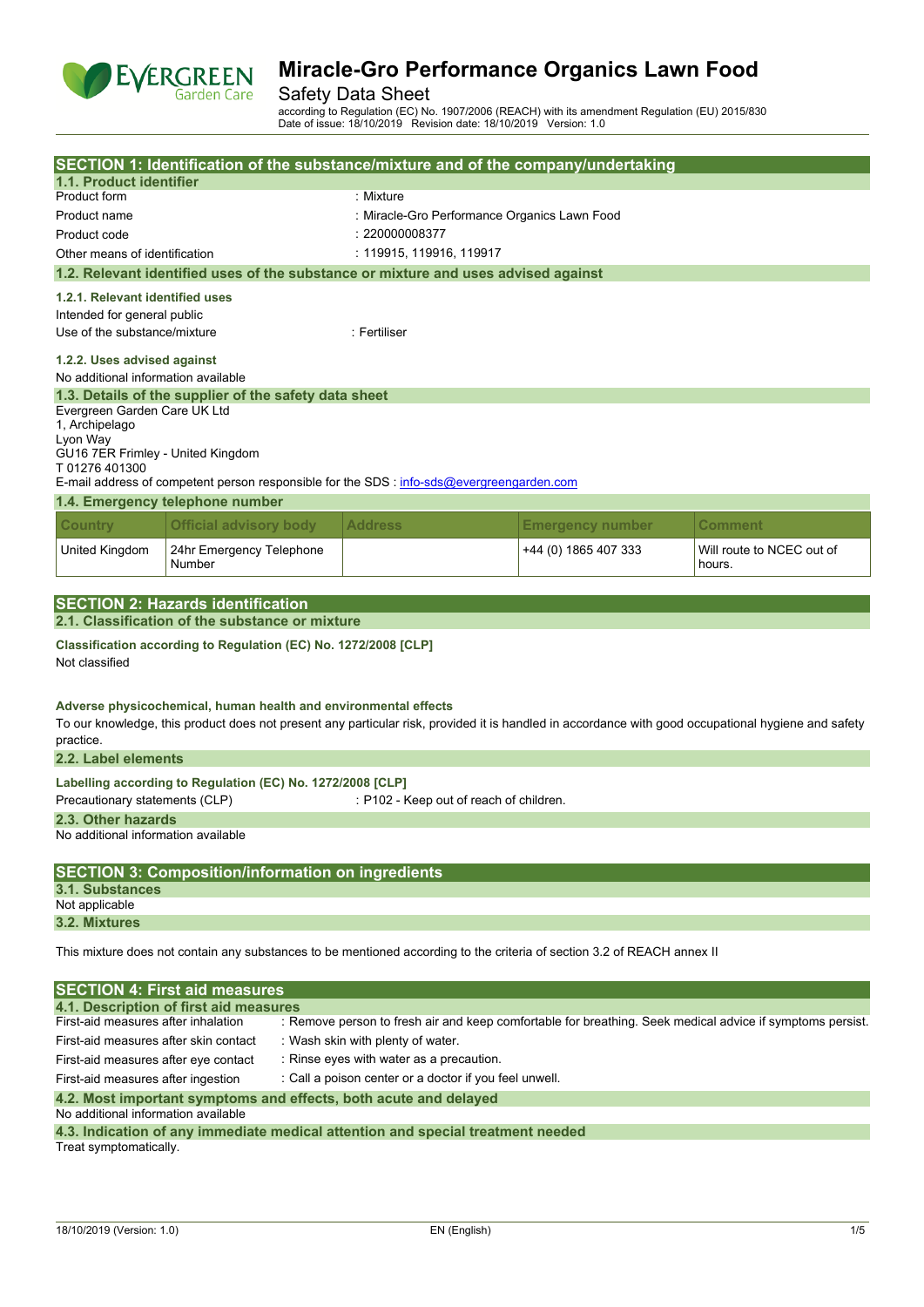# Miracle-Gro Performance Organics Lawn Food

Safety Data Sheet

according to Regulation (EC) No. 1907/2006 (REACH) with its amendment Regulation (EU) 2015/830
Date of issue: 18/10/2019 Revision date: 18/10/2019 Version: 1.0

## SECTION 1: Identification of the substance/mixture and of the company/undertaking

### 1.1. Product identifier

Product form : Mixture

Product name : Miracle-Gro Performance Organics Lawn Food

Product code : 220000008377

Other means of identification : 119915, 119916, 119917

### 1.2. Relevant identified uses of the substance or mixture and uses advised against

#### 1.2.1. Relevant identified uses

Intended for general public

Use of the substance/mixture : Fertiliser

#### 1.2.2. Uses advised against

No additional information available

### 1.3. Details of the supplier of the safety data sheet

Evergreen Garden Care UK Ltd
1, Archipelago
Lyon Way
GU16 7ER Frimley - United Kingdom
T 01276 401300

E-mail address of competent person responsible for the SDS : info-sds@evergreengarden.com

### 1.4. Emergency telephone number

| Country | Official advisory body | Address | Emergency number | Comment |
|---|---|---|---|---|
| United Kingdom | 24hr Emergency Telephone Number | | +44 (0) 1865 407 333 | Will route to NCEC out of hours. |

## SECTION 2: Hazards identification

### 2.1. Classification of the substance or mixture

**Classification according to Regulation (EC) No. 1272/2008 [CLP]**

Not classified

**Adverse physicochemical, human health and environmental effects**

To our knowledge, this product does not present any particular risk, provided it is handled in accordance with good occupational hygiene and safety practice.

### 2.2. Label elements

**Labelling according to Regulation (EC) No. 1272/2008 [CLP]**

Precautionary statements (CLP) : P102 - Keep out of reach of children.

### 2.3. Other hazards

No additional information available

## SECTION 3: Composition/information on ingredients

### 3.1. Substances

Not applicable

### 3.2. Mixtures

This mixture does not contain any substances to be mentioned according to the criteria of section 3.2 of REACH annex II

## SECTION 4: First aid measures

### 4.1. Description of first aid measures

First-aid measures after inhalation : Remove person to fresh air and keep comfortable for breathing. Seek medical advice if symptoms persist.

First-aid measures after skin contact : Wash skin with plenty of water.

First-aid measures after eye contact : Rinse eyes with water as a precaution.

First-aid measures after ingestion : Call a poison center or a doctor if you feel unwell.

### 4.2. Most important symptoms and effects, both acute and delayed

No additional information available

### 4.3. Indication of any immediate medical attention and special treatment needed

Treat symptomatically.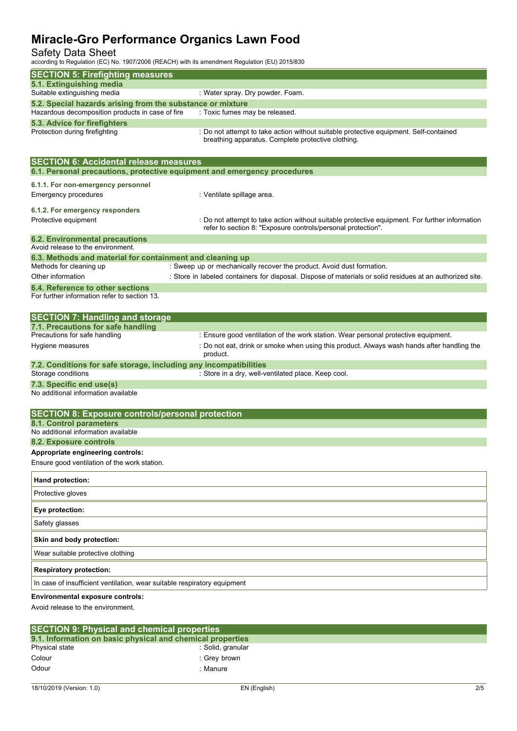## SECTION 5: Firefighting measures

### 5.1. Extinguishing media

| | |
|---|---|
| Suitable extinguishing media | : Water spray. Dry powder. Foam. |

### 5.2. Special hazards arising from the substance or mixture

| | |
|---|---|
| Hazardous decomposition products in case of fire | : Toxic fumes may be released. |

### 5.3. Advice for firefighters

| | |
|---|---|
| Protection during firefighting | : Do not attempt to take action without suitable protective equipment. Self-contained breathing apparatus. Complete protective clothing. |

## SECTION 6: Accidental release measures

### 6.1. Personal precautions, protective equipment and emergency procedures

#### 6.1.1. For non-emergency personnel

| | |
|---|---|
| Emergency procedures | : Ventilate spillage area. |

#### 6.1.2. For emergency responders

| | |
|---|---|
| Protective equipment | : Do not attempt to take action without suitable protective equipment. For further information refer to section 8: "Exposure controls/personal protection". |

### 6.2. Environmental precautions

Avoid release to the environment.

### 6.3. Methods and material for containment and cleaning up

| | |
|---|---|
| Methods for cleaning up | : Sweep up or mechanically recover the product. Avoid dust formation. |
| Other information | : Store in labeled containers for disposal. Dispose of materials or solid residues at an authorized site. |

### 6.4. Reference to other sections

For further information refer to section 13.

## SECTION 7: Handling and storage

### 7.1. Precautions for safe handling

| | |
|---|---|
| Precautions for safe handling | : Ensure good ventilation of the work station. Wear personal protective equipment. |
| Hygiene measures | : Do not eat, drink or smoke when using this product. Always wash hands after handling the product. |

### 7.2. Conditions for safe storage, including any incompatibilities

| | |
|---|---|
| Storage conditions | : Store in a dry, well-ventilated place. Keep cool. |

### 7.3. Specific end use(s)

No additional information available

## SECTION 8: Exposure controls/personal protection

### 8.1. Control parameters

No additional information available

### 8.2. Exposure controls

**Appropriate engineering controls:**

Ensure good ventilation of the work station.

| **Hand protection:** |
|---|
| Protective gloves |

| **Eye protection:** |
|---|
| Safety glasses |

| **Skin and body protection:** |
|---|
| Wear suitable protective clothing |

| **Respiratory protection:** |
|---|
| In case of insufficient ventilation, wear suitable respiratory equipment |

**Environmental exposure controls:**

Avoid release to the environment.

## SECTION 9: Physical and chemical properties

### 9.1. Information on basic physical and chemical properties

| | |
|---|---|
| Physical state | : Solid, granular |
| Colour | : Grey brown |
| Odour | : Manure |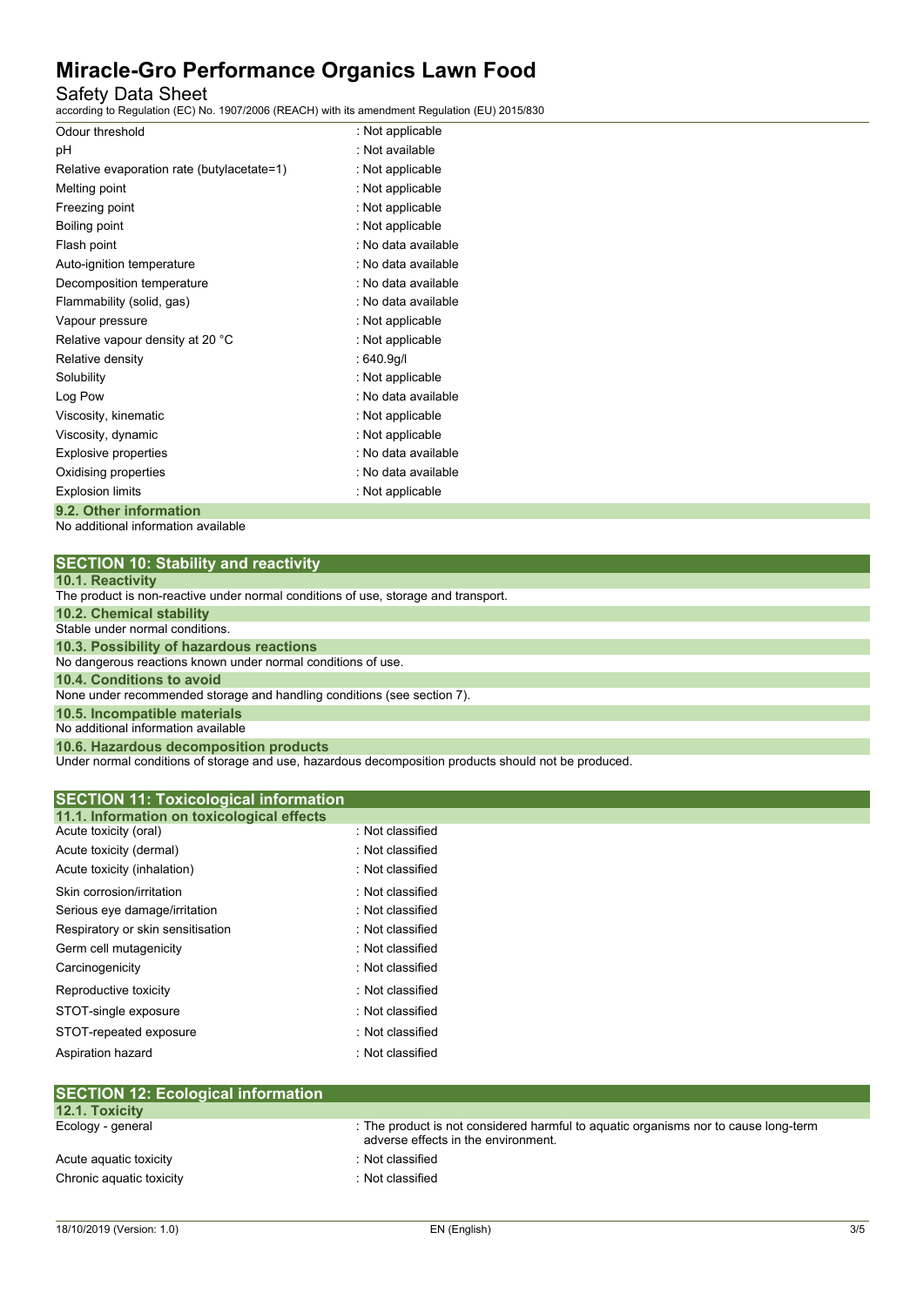| | |
|---|---|
| Odour threshold | : Not applicable |
| pH | : Not available |
| Relative evaporation rate (butylacetate=1) | : Not applicable |
| Melting point | : Not applicable |
| Freezing point | : Not applicable |
| Boiling point | : Not applicable |
| Flash point | : No data available |
| Auto-ignition temperature | : No data available |
| Decomposition temperature | : No data available |
| Flammability (solid, gas) | : No data available |
| Vapour pressure | : Not applicable |
| Relative vapour density at 20 °C | : Not applicable |
| Relative density | : 640.9g/l |
| Solubility | : Not applicable |
| Log Pow | : No data available |
| Viscosity, kinematic | : Not applicable |
| Viscosity, dynamic | : Not applicable |
| Explosive properties | : No data available |
| Oxidising properties | : No data available |
| Explosion limits | : Not applicable |

### 9.2. Other information

No additional information available

## SECTION 10: Stability and reactivity

### 10.1. Reactivity

The product is non-reactive under normal conditions of use, storage and transport.

### 10.2. Chemical stability

Stable under normal conditions.

### 10.3. Possibility of hazardous reactions

No dangerous reactions known under normal conditions of use.

### 10.4. Conditions to avoid

None under recommended storage and handling conditions (see section 7).

### 10.5. Incompatible materials

No additional information available

### 10.6. Hazardous decomposition products

Under normal conditions of storage and use, hazardous decomposition products should not be produced.

## SECTION 11: Toxicological information

### 11.1. Information on toxicological effects

| | |
|---|---|
| Acute toxicity (oral) | : Not classified |
| Acute toxicity (dermal) | : Not classified |
| Acute toxicity (inhalation) | : Not classified |
| Skin corrosion/irritation | : Not classified |
| Serious eye damage/irritation | : Not classified |
| Respiratory or skin sensitisation | : Not classified |
| Germ cell mutagenicity | : Not classified |
| Carcinogenicity | : Not classified |
| Reproductive toxicity | : Not classified |
| STOT-single exposure | : Not classified |
| STOT-repeated exposure | : Not classified |
| Aspiration hazard | : Not classified |

## SECTION 12: Ecological information

### 12.1. Toxicity

| | |
|---|---|
| Ecology - general | : The product is not considered harmful to aquatic organisms nor to cause long-term adverse effects in the environment. |
| Acute aquatic toxicity | : Not classified |
| Chronic aquatic toxicity | : Not classified |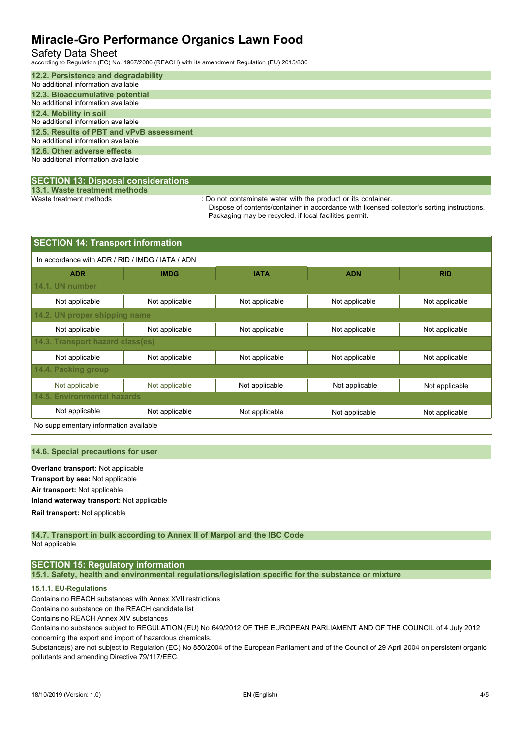### 12.2. Persistence and degradability

No additional information available

### 12.3. Bioaccumulative potential

No additional information available

### 12.4. Mobility in soil

No additional information available

### 12.5. Results of PBT and vPvB assessment

No additional information available

### 12.6. Other adverse effects

No additional information available

## SECTION 13: Disposal considerations

### 13.1. Waste treatment methods

Waste treatment methods : Do not contaminate water with the product or its container.
Dispose of contents/container in accordance with licensed collector's sorting instructions.
Packaging may be recycled, if local facilities permit.

## SECTION 14: Transport information

In accordance with ADR / RID / IMDG / IATA / ADN

| ADR | IMDG | IATA | ADN | RID |
|---|---|---|---|---|
| **14.1. UN number** | | | | |
| Not applicable | Not applicable | Not applicable | Not applicable | Not applicable |
| **14.2. UN proper shipping name** | | | | |
| Not applicable | Not applicable | Not applicable | Not applicable | Not applicable |
| **14.3. Transport hazard class(es)** | | | | |
| Not applicable | Not applicable | Not applicable | Not applicable | Not applicable |
| **14.4. Packing group** | | | | |
| Not applicable | Not applicable | Not applicable | Not applicable | Not applicable |
| **14.5. Environmental hazards** | | | | |
| Not applicable | Not applicable | Not applicable | Not applicable | Not applicable |

No supplementary information available

### 14.6. Special precautions for user

**Overland transport:** Not applicable

**Transport by sea:** Not applicable

**Air transport:** Not applicable

**Inland waterway transport:** Not applicable

**Rail transport:** Not applicable

### 14.7. Transport in bulk according to Annex II of Marpol and the IBC Code

Not applicable

## SECTION 15: Regulatory information

### 15.1. Safety, health and environmental regulations/legislation specific for the substance or mixture

#### 15.1.1. EU-Regulations

Contains no REACH substances with Annex XVII restrictions

Contains no substance on the REACH candidate list

Contains no REACH Annex XIV substances

Contains no substance subject to REGULATION (EU) No 649/2012 OF THE EUROPEAN PARLIAMENT AND OF THE COUNCIL of 4 July 2012 concerning the export and import of hazardous chemicals.

Substance(s) are not subject to Regulation (EC) No 850/2004 of the European Parliament and of the Council of 29 April 2004 on persistent organic pollutants and amending Directive 79/117/EEC.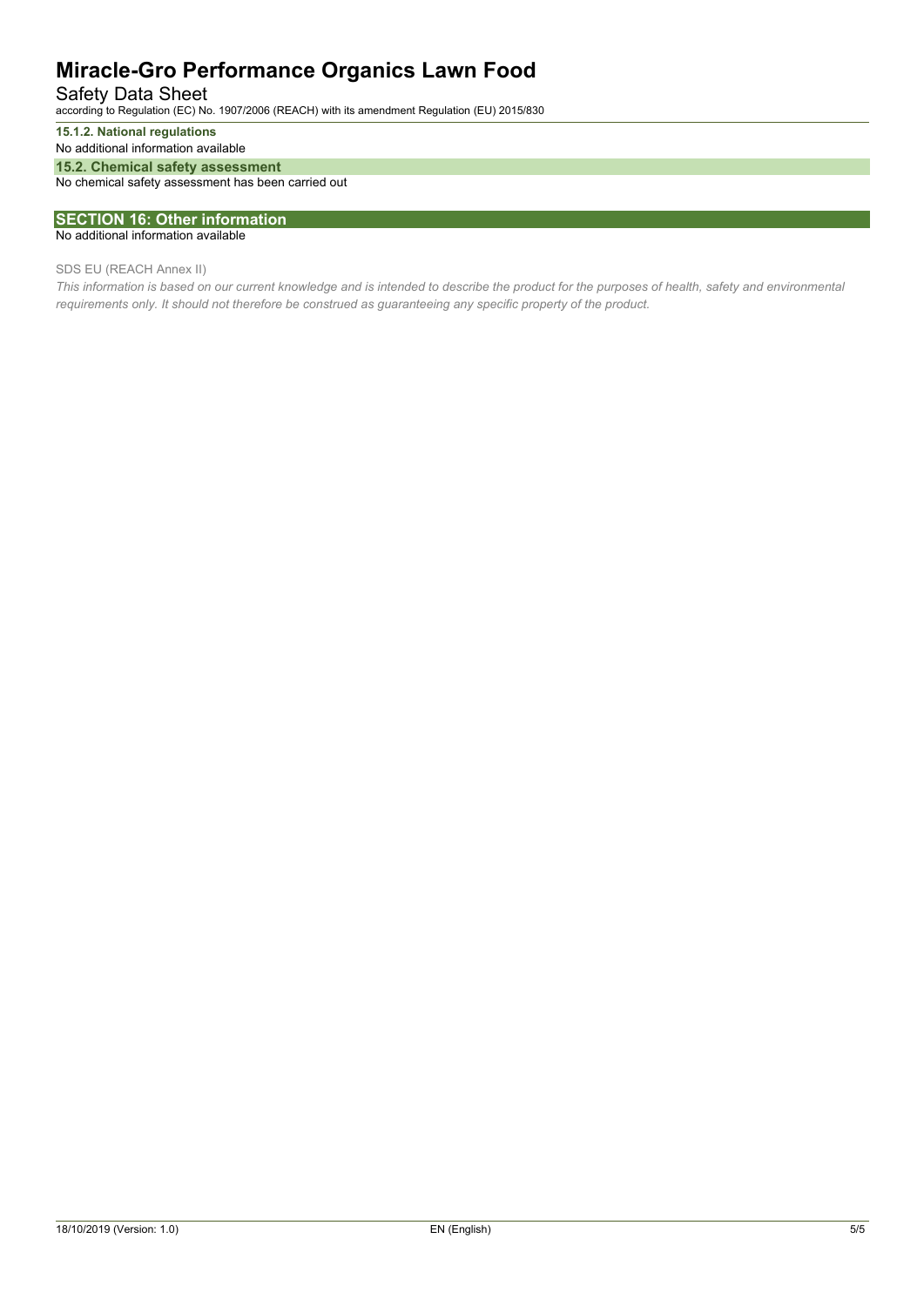#### 15.1.2. National regulations

No additional information available

### 15.2. Chemical safety assessment

No chemical safety assessment has been carried out

## SECTION 16: Other information

No additional information available

SDS EU (REACH Annex II)

*This information is based on our current knowledge and is intended to describe the product for the purposes of health, safety and environmental requirements only. It should not therefore be construed as guaranteeing any specific property of the product.*